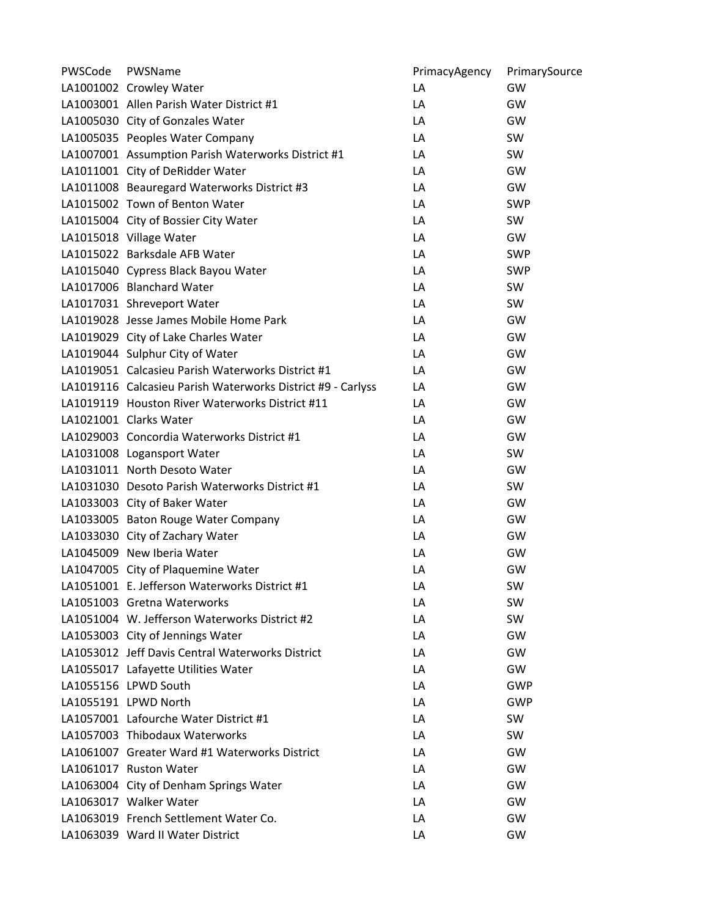| PWSCode | PWSName | PrimacyAgency | PrimarySource |
| --- | --- | --- | --- |
| LA1001002 | Crowley Water | LA | GW |
| LA1003001 | Allen Parish Water District #1 | LA | GW |
| LA1005030 | City of Gonzales Water | LA | GW |
| LA1005035 | Peoples Water Company | LA | SW |
| LA1007001 | Assumption Parish Waterworks District #1 | LA | SW |
| LA1011001 | City of DeRidder Water | LA | GW |
| LA1011008 | Beauregard Waterworks District #3 | LA | GW |
| LA1015002 | Town of Benton Water | LA | SWP |
| LA1015004 | City of Bossier City Water | LA | SW |
| LA1015018 | Village Water | LA | GW |
| LA1015022 | Barksdale AFB Water | LA | SWP |
| LA1015040 | Cypress Black Bayou Water | LA | SWP |
| LA1017006 | Blanchard Water | LA | SW |
| LA1017031 | Shreveport Water | LA | SW |
| LA1019028 | Jesse James Mobile Home Park | LA | GW |
| LA1019029 | City of Lake Charles Water | LA | GW |
| LA1019044 | Sulphur City of Water | LA | GW |
| LA1019051 | Calcasieu Parish Waterworks District #1 | LA | GW |
| LA1019116 | Calcasieu Parish Waterworks District #9 - Carlyss | LA | GW |
| LA1019119 | Houston River Waterworks District #11 | LA | GW |
| LA1021001 | Clarks Water | LA | GW |
| LA1029003 | Concordia Waterworks District #1 | LA | GW |
| LA1031008 | Logansport Water | LA | SW |
| LA1031011 | North Desoto Water | LA | GW |
| LA1031030 | Desoto Parish Waterworks District #1 | LA | SW |
| LA1033003 | City of Baker Water | LA | GW |
| LA1033005 | Baton Rouge Water Company | LA | GW |
| LA1033030 | City of Zachary Water | LA | GW |
| LA1045009 | New Iberia Water | LA | GW |
| LA1047005 | City of Plaquemine Water | LA | GW |
| LA1051001 | E. Jefferson Waterworks District #1 | LA | SW |
| LA1051003 | Gretna Waterworks | LA | SW |
| LA1051004 | W. Jefferson Waterworks District #2 | LA | SW |
| LA1053003 | City of Jennings Water | LA | GW |
| LA1053012 | Jeff Davis Central Waterworks District | LA | GW |
| LA1055017 | Lafayette Utilities Water | LA | GW |
| LA1055156 | LPWD South | LA | GWP |
| LA1055191 | LPWD North | LA | GWP |
| LA1057001 | Lafourche Water District #1 | LA | SW |
| LA1057003 | Thibodaux Waterworks | LA | SW |
| LA1061007 | Greater Ward #1 Waterworks District | LA | GW |
| LA1061017 | Ruston Water | LA | GW |
| LA1063004 | City of Denham Springs Water | LA | GW |
| LA1063017 | Walker Water | LA | GW |
| LA1063019 | French Settlement Water Co. | LA | GW |
| LA1063039 | Ward II Water District | LA | GW |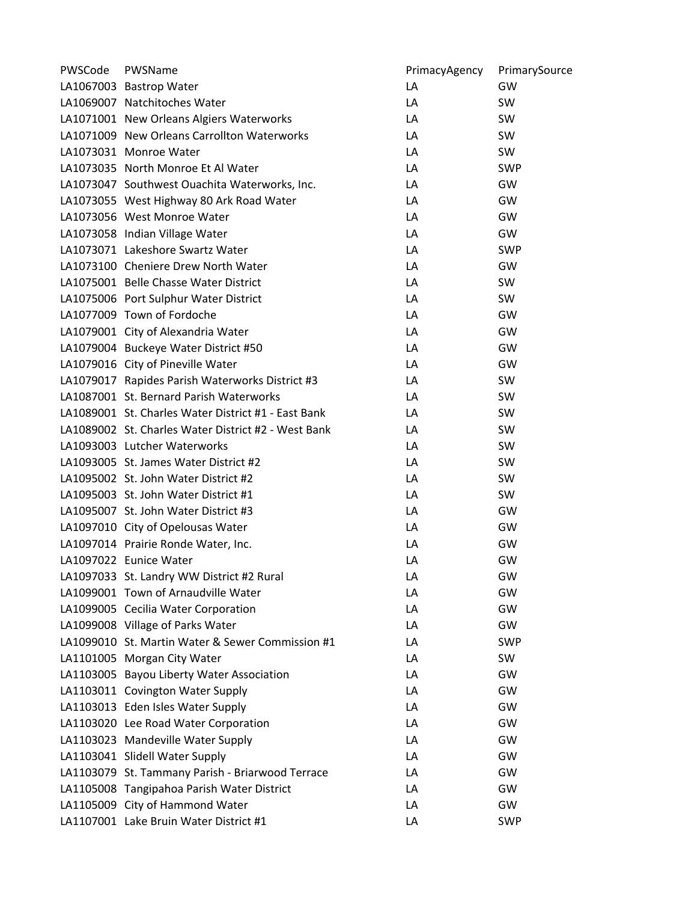| PWSCode | PWSName | PrimacyAgency | PrimarySource |
|---|---|---|---|
| LA1067003 | Bastrop Water | LA | GW |
| LA1069007 | Natchitoches Water | LA | SW |
| LA1071001 | New Orleans Algiers Waterworks | LA | SW |
| LA1071009 | New Orleans Carrollton Waterworks | LA | SW |
| LA1073031 | Monroe Water | LA | SW |
| LA1073035 | North Monroe Et Al Water | LA | SWP |
| LA1073047 | Southwest Ouachita Waterworks, Inc. | LA | GW |
| LA1073055 | West Highway 80 Ark Road Water | LA | GW |
| LA1073056 | West Monroe Water | LA | GW |
| LA1073058 | Indian Village Water | LA | GW |
| LA1073071 | Lakeshore Swartz Water | LA | SWP |
| LA1073100 | Cheniere Drew North Water | LA | GW |
| LA1075001 | Belle Chasse Water District | LA | SW |
| LA1075006 | Port Sulphur Water District | LA | SW |
| LA1077009 | Town of Fordoche | LA | GW |
| LA1079001 | City of Alexandria Water | LA | GW |
| LA1079004 | Buckeye Water District #50 | LA | GW |
| LA1079016 | City of Pineville Water | LA | GW |
| LA1079017 | Rapides Parish Waterworks District #3 | LA | SW |
| LA1087001 | St. Bernard Parish Waterworks | LA | SW |
| LA1089001 | St. Charles Water District #1 - East Bank | LA | SW |
| LA1089002 | St. Charles Water District #2 - West Bank | LA | SW |
| LA1093003 | Lutcher Waterworks | LA | SW |
| LA1093005 | St. James Water District #2 | LA | SW |
| LA1095002 | St. John Water District #2 | LA | SW |
| LA1095003 | St. John Water District #1 | LA | SW |
| LA1095007 | St. John Water District #3 | LA | GW |
| LA1097010 | City of Opelousas Water | LA | GW |
| LA1097014 | Prairie Ronde Water, Inc. | LA | GW |
| LA1097022 | Eunice Water | LA | GW |
| LA1097033 | St. Landry WW District #2 Rural | LA | GW |
| LA1099001 | Town of Arnaudville Water | LA | GW |
| LA1099005 | Cecilia Water Corporation | LA | GW |
| LA1099008 | Village of Parks Water | LA | GW |
| LA1099010 | St. Martin Water & Sewer Commission #1 | LA | SWP |
| LA1101005 | Morgan City Water | LA | SW |
| LA1103005 | Bayou Liberty Water Association | LA | GW |
| LA1103011 | Covington Water Supply | LA | GW |
| LA1103013 | Eden Isles Water Supply | LA | GW |
| LA1103020 | Lee Road Water Corporation | LA | GW |
| LA1103023 | Mandeville Water Supply | LA | GW |
| LA1103041 | Slidell Water Supply | LA | GW |
| LA1103079 | St. Tammany Parish - Briarwood Terrace | LA | GW |
| LA1105008 | Tangipahoa Parish Water District | LA | GW |
| LA1105009 | City of Hammond Water | LA | GW |
| LA1107001 | Lake Bruin Water District #1 | LA | SWP |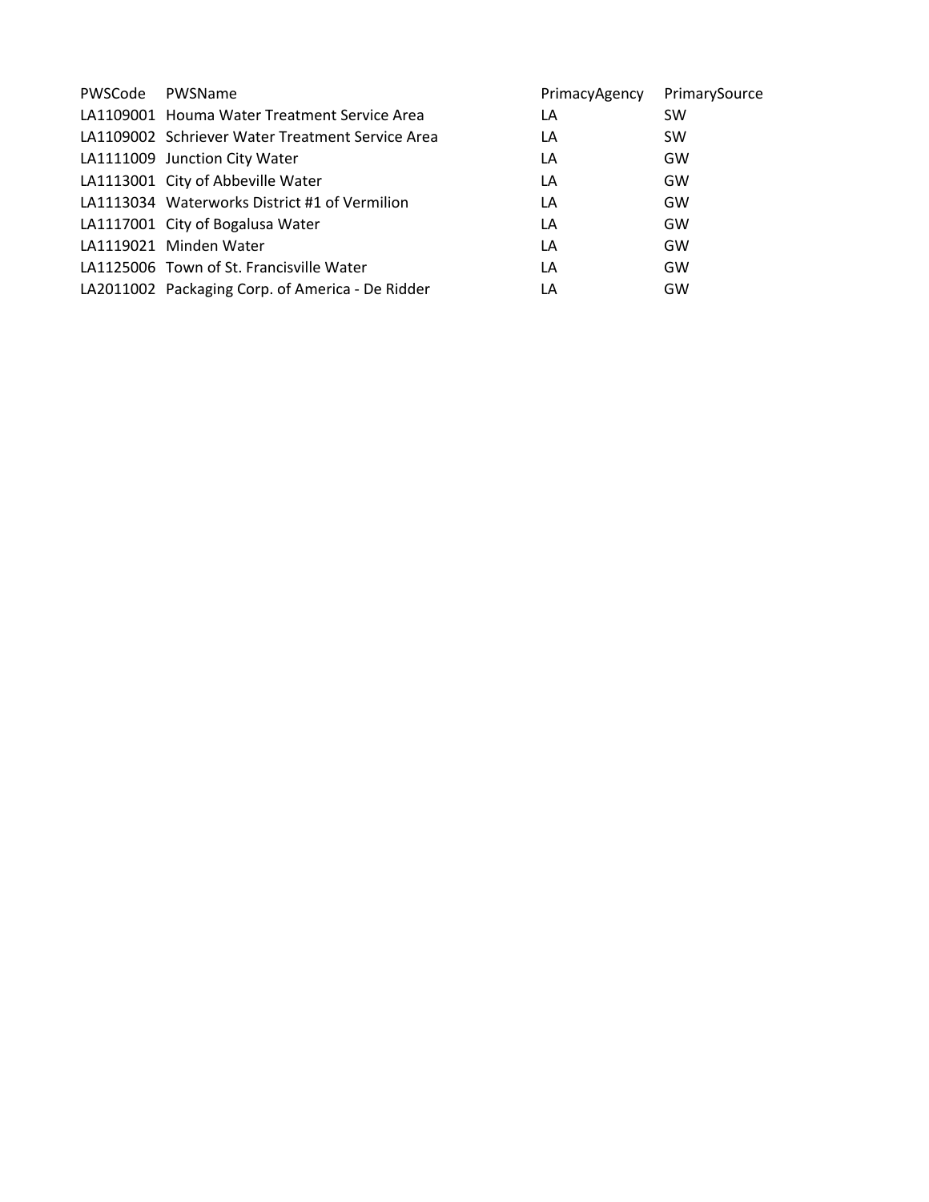| PWSCode | PWSName | PrimacyAgency | PrimarySource |
|---|---|---|---|
| LA1109001 | Houma Water Treatment Service Area | LA | SW |
| LA1109002 | Schriever Water Treatment Service Area | LA | SW |
| LA1111009 | Junction City Water | LA | GW |
| LA1113001 | City of Abbeville Water | LA | GW |
| LA1113034 | Waterworks District #1 of Vermilion | LA | GW |
| LA1117001 | City of Bogalusa Water | LA | GW |
| LA1119021 | Minden Water | LA | GW |
| LA1125006 | Town of St. Francisville Water | LA | GW |
| LA2011002 | Packaging Corp. of America - De Ridder | LA | GW |